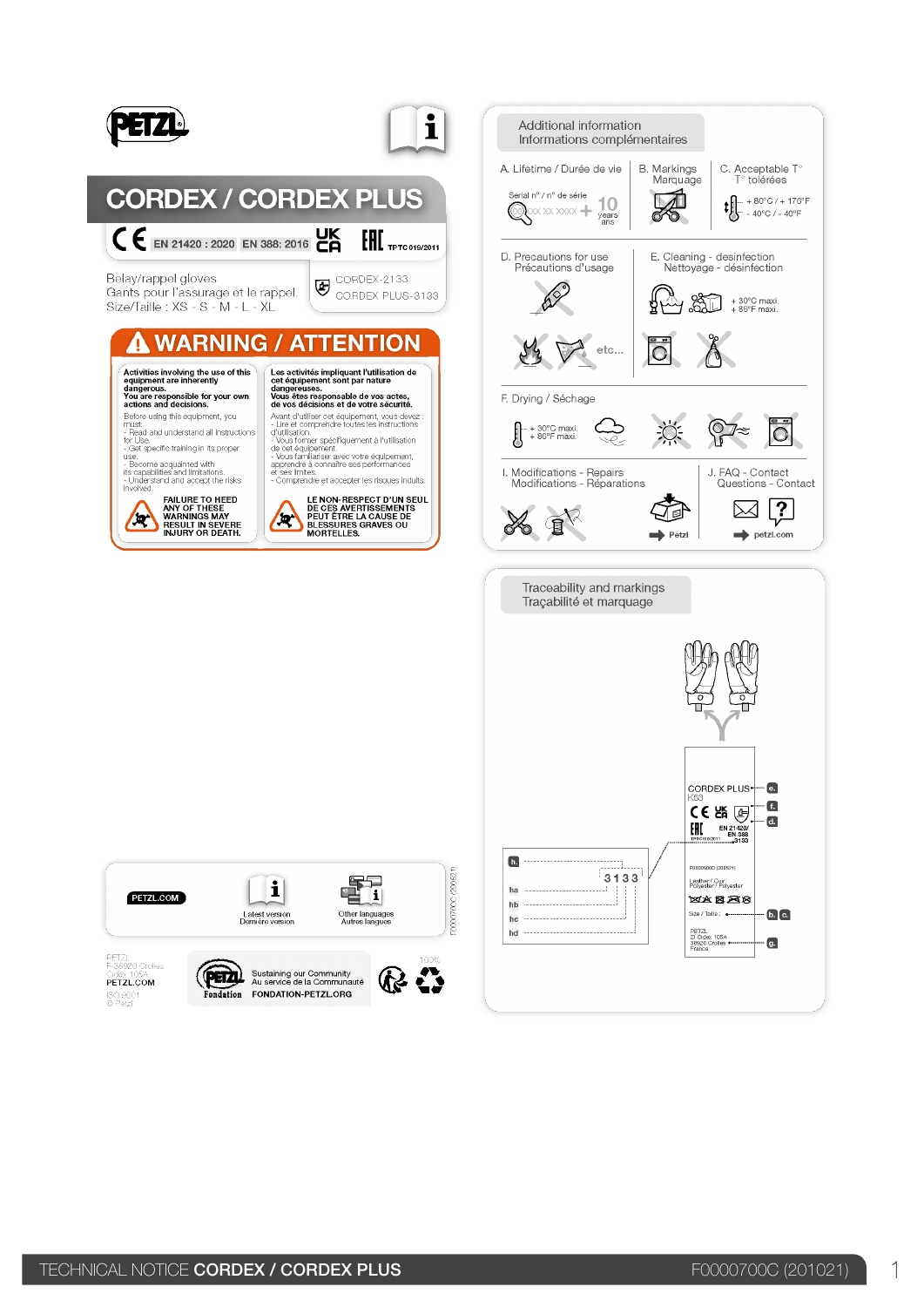PETZL

# CORDEX / CORDEX PLUS

CE EN 21420 : 2020 EN 388: 2016 UK CA EAC TP TC 019/2011

Belay/rappel gloves
Gants pour l'assurage et le rappel.
Size/Taille : XS - S - M - L - XL

CORDEX-2133
CORDEX PLUS-3133

## WARNING / ATTENTION

**Activities involving the use of this equipment are inherently dangerous.**
**You are responsible for your own actions and decisions.**

Before using this equipment, you must:
- Read and understand all Instructions for Use.
- Get specific training in its proper use.
- Become acquainted with its capabilities and limitations.
- Understand and accept the risks involved.

**FAILURE TO HEED ANY OF THESE WARNINGS MAY RESULT IN SEVERE INJURY OR DEATH.**

**Les activités impliquant l'utilisation de cet équipement sont par nature dangereuses.**
**Vous êtes responsable de vos actes, de vos décisions et de votre sécurité.**

Avant d'utiliser cet équipement, vous devez :
- Lire et comprendre toutes les instructions d'utilisation.
- Vous former spécifiquement à l'utilisation de cet équipement.
- Vous familiariser avec votre équipement, apprendre à connaître ses performances et ses limites.
- Comprendre et accepter les risques induits.

**LE NON-RESPECT D'UN SEUL DE CES AVERTISSEMENTS PEUT ÊTRE LA CAUSE DE BLESSURES GRAVES OU MORTELLES.**

PETZL.COM

Latest version / Dernière version

Other languages / Autres langues

F0000700C (201021)

PETZL
F-38920 Crolles
Cedex 105A
PETZL.COM
ISO 9001
© Petzl

Sustaining our Community
Au service de la Communauté
FONDATION-PETZL.ORG

100%

## Additional information / Informations complémentaires

A. Lifetime / Durée de vie — Serial n° / n° de série XXX XX XXXX + 10 years / ans

B. Markings / Marquage

C. Acceptable T° / T° tolérées — + 80°C / + 176°F; - 40°C / - 40°F

D. Precautions for use / Précautions d'usage — etc...

E. Cleaning - desinfection / Nettoyage - désinfection — + 30°C maxi. + 86°F maxi.

F. Drying / Séchage — + 30°C maxi. + 86°F maxi.

I. Modifications - Repairs / Modifications - Réparations — Petzl

J. FAQ - Contact / Questions - Contact — petzl.com

## Traceability and markings / Traçabilité et marquage

CORDEX PLUS — e.
K53 — f.
CE UK CA — d.
EAC TP TC 019/2011
EN 21420/ EN 388 3133

h. 3133
ha
hb
hc
hd

F0000600D (201021)

Leather / Cuir
Polyester / Polyester

Size / Taille : — b. c.

PETZL
ZI Cidex 105A
38920 Crolles
France — g.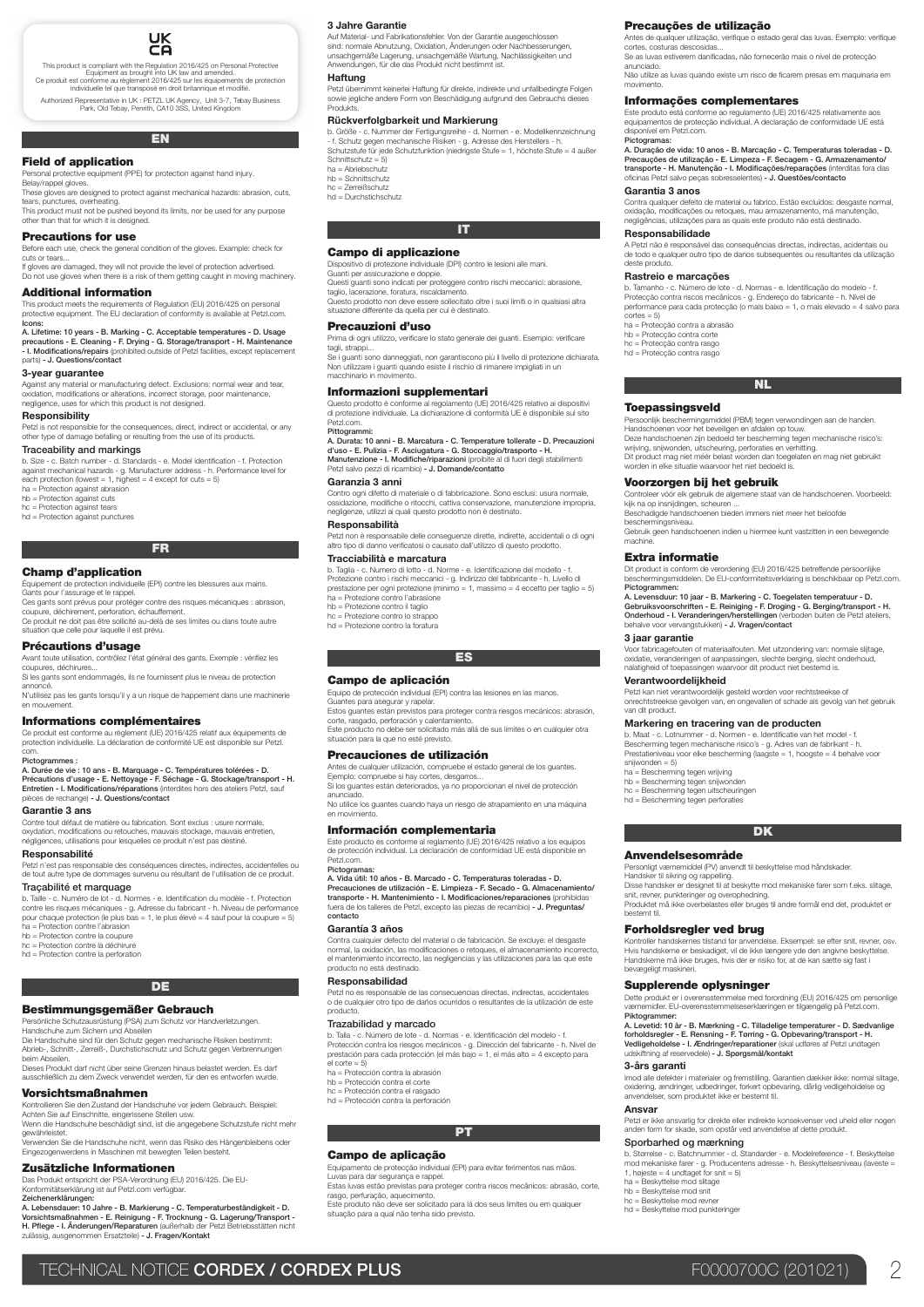UK CA

This product is compliant with the Regulation 2016/425 on Personal Protective Equipment as brought into UK law and amended.
Ce produit est conforme au règlement 2016/425 sur les équipements de protection individuelle tel que transposé en droit britannique et modifié.

Authorized Representative in UK : PETZL UK Agency, Unit 3-7, Tebay Business Park, Old Tebay, Penrith, CA10 3SS, United Kingdom

# EN

## Field of application

Personal protective equipment (PPE) for protection against hand injury.
Belay/rappel gloves.
These gloves are designed to protect against mechanical hazards: abrasion, cuts, tears, punctures, overheating.
This product must not be pushed beyond its limits, nor be used for any purpose other than that for which it is designed.

## Precautions for use

Before each use, check the general condition of the gloves. Example: check for cuts or tears...
If gloves are damaged, they will not provide the level of protection advertised.
Do not use gloves when there is a risk of them getting caught in moving machinery.

## Additional information

This product meets the requirements of Regulation (EU) 2016/425 on personal protective equipment. The EU declaration of conformity is available at Petzl.com.
**Icons:**
**A. Lifetime: 10 years - B. Marking - C. Acceptable temperatures - D. Usage precautions - E. Cleaning - F. Drying - G. Storage/transport - H. Maintenance - I. Modifications/repairs** (prohibited outside of Petzl facilities, except replacement parts) **- J. Questions/contact**

### 3-year guarantee

Against any material or manufacturing defect. Exclusions: normal wear and tear, oxidation, modifications or alterations, incorrect storage, poor maintenance, negligence, uses for which this product is not designed.

### Responsibility

Petzl is not responsible for the consequences, direct, indirect or accidental, or any other type of damage befalling or resulting from the use of its products.

### Traceability and markings

b. Size - c. Batch number - d. Standards - e. Model identification - f. Protection against mechanical hazards - g. Manufacturer address - h. Performance level for each protection (lowest = 1, highest = 4 except for cuts = 5)
ha = Protection against abrasion
hb = Protection against cuts
hc = Protection against tears
hd = Protection against punctures

# FR

## Champ d'application

Équipement de protection individuelle (EPI) contre les blessures aux mains.
Gants pour l'assurage et le rappel.
Ces gants sont prévus pour protéger contre des risques mécaniques : abrasion, coupure, déchirement, perforation, échauffement.
Ce produit ne doit pas être sollicité au-delà de ses limites ou dans toute autre situation que celle pour laquelle il est prévu.

## Précautions d'usage

Avant toute utilisation, contrôlez l'état général des gants. Exemple : vérifiez les coupures, déchirures...
Si les gants sont endommagés, ils ne fournissent plus le niveau de protection annoncé.
N'utilisez pas les gants lorsqu'il y a un risque de happement dans une machinerie en mouvement.

## Informations complémentaires

Ce produit est conforme au règlement (UE) 2016/425 relatif aux équipements de protection individuelle. La déclaration de conformité UE est disponible sur Petzl.com.
**Pictogrammes :**
**A. Durée de vie : 10 ans - B. Marquage - C. Températures tolérées - D. Précautions d'usage - E. Nettoyage - F. Séchage - G. Stockage/transport - H. Entretien - I. Modifications/réparations** (interdites hors des ateliers Petzl, sauf pièces de rechange) **- J. Questions/contact**

### Garantie 3 ans

Contre tout défaut de matière ou fabrication. Sont exclus : usure normale, oxydation, modifications ou retouches, mauvais stockage, mauvais entretien, négligences, utilisations pour lesquelles ce produit n'est pas destiné.

### Responsabilité

Petzl n'est pas responsable des conséquences directes, indirectes, accidentelles ou de tout autre type de dommages survenu ou résultant de l'utilisation de ce produit.

### Traçabilité et marquage

b. Taille - c. Numéro de lot - d. Normes - e. Identification du modèle - f. Protection contre les risques mécaniques - g. Adresse du fabricant - h. Niveau de performance pour chaque protection (le plus bas = 1, le plus élevé = 4 sauf pour la coupure = 5)
ha = Protection contre l'abrasion
hb = Protection contre la coupure
hc = Protection contre la déchirure
hd = Protection contre la perforation

# DE

## Bestimmungsgemäßer Gebrauch

Persönliche Schutzausrüstung (PSA) zum Schutz vor Handverletzungen.
Handschuhe zum Sichern und Abseilen
Die Handschuhe sind für den Schutz gegen mechanische Risiken bestimmt: Abrieb-, Schnitt-, Zerreiß-, Durchstichschutz und Schutz gegen Verbrennungen beim Abseilen.
Dieses Produkt darf nicht über seine Grenzen hinaus belastet werden. Es darf ausschließlich zu dem Zweck verwendet werden, für den es entworfen wurde.

## Vorsichtsmaßnahmen

Kontrollieren Sie den Zustand der Handschuhe vor jedem Gebrauch. Beispiel: Achten Sie auf Einschnitte, eingerissene Stellen usw.
Wenn die Handschuhe beschädigt sind, ist die angegebene Schutzstufe nicht mehr gewährleistet.
Verwenden Sie die Handschuhe nicht, wenn das Risiko des Hängenbleibens oder Eingezogenwerdens in Maschinen mit bewegten Teilen besteht.

## Zusätzliche Informationen

Das Produkt entspricht der PSA-Verordnung (EU) 2016/425. Die EU-Konformitätserklärung ist auf Petzl.com verfügbar.
**Zeichenerklärungen:**
**A. Lebensdauer: 10 Jahre - B. Markierung - C. Temperaturbeständigkeit - D. Vorsichtsmaßnahmen - E. Reinigung - F. Trocknung - G. Lagerung/Transport - H. Pflege - I. Änderungen/Reparaturen** (außerhalb der Petzl Betriebsstätten nicht zulässig, ausgenommen Ersatzteile) **- J. Fragen/Kontakt**

### 3 Jahre Garantie

Auf Material- und Fabrikationsfehler. Von der Garantie ausgeschlossen sind: normale Abnutzung, Oxidation, Änderungen oder Nachbesserungen, unsachgemäße Lagerung, unsachgemäße Wartung, Nachlässigkeiten und Anwendungen, für die das Produkt nicht bestimmt ist.

### Haftung

Petzl übernimmt keinerlei Haftung für direkte, indirekte und unfallbedingte Folgen sowie jegliche andere Form von Beschädigung aufgrund des Gebrauchs dieses Produkts.

### Rückverfolgbarkeit und Markierung

b. Größe - c. Nummer der Fertigungsreihe - d. Normen - e. Modellkennzeichnung - f. Schutz gegen mechanische Risiken - g. Adresse des Herstellers - h. Schutzstufe für jede Schutzfunktion (niedrigste Stufe = 1, höchste Stufe = 4 außer Schnittschutz = 5)
ha = Abriebschutz
hb = Schnittschutz
hc = Zerreißschutz
hd = Durchstichschutz

# IT

## Campo di applicazione

Dispositivo di protezione individuale (DPI) contro le lesioni alle mani.
Guanti per assicurazione e doppie.
Questi guanti sono indicati per proteggere contro rischi meccanici: abrasione, taglio, lacerazione, foratura, riscaldamento.
Questo prodotto non deve essere sollecitato oltre i suoi limiti o in qualsiasi altra situazione differente da quella per cui è destinato.

## Precauzioni d'uso

Prima di ogni utilizzo, verificare lo stato generale dei guanti. Esempio: verificare tagli, strappi...
Se i guanti sono danneggiati, non garantiscono più il livello di protezione dichiarata.
Non utilizzare i guanti quando esiste il rischio di rimanere impigliati in un macchinario in movimento.

## Informazioni supplementari

Questo prodotto è conforme al regolamento (UE) 2016/425 relativo ai dispositivi di protezione individuale. La dichiarazione di conformità UE è disponibile sul sito Petzl.com.
**Pittogrammi:**
**A. Durata: 10 anni - B. Marcatura - C. Temperature tollerate - D. Precauzioni d'uso - E. Pulizia - F. Asciugatura - G. Stoccaggio/trasporto - H. Manutenzione - I. Modifiche/riparazioni** (proibite al di fuori degli stabilimenti Petzl salvo pezzi di ricambio) **- J. Domande/contatto**

### Garanzia 3 anni

Contro ogni difetto di materiale o di fabbricazione. Sono esclusi: usura normale, ossidazione, modifiche o ritocchi, cattiva conservazione, manutenzione impropria, negligenze, utilizzi ai quali questo prodotto non è destinato.

### Responsabilità

Petzl non è responsabile delle conseguenze dirette, indirette, accidentali o di ogni altro tipo di danno verificatosi o causato dall'utilizzo di questo prodotto.

### Tracciabilità e marcatura

b. Taglia - c. Numero di lotto - d. Norme - e. Identificazione del modello - f. Protezione contro i rischi meccanici - g. Indirizzo del fabbricante - h. Livello di prestazione per ogni protezione (minimo = 1, massimo = 4 eccetto per taglio = 5)
ha = Protezione contro l'abrasione
hb = Protezione contro il taglio
hc = Protezione contro lo strappo
hd = Protezione contro la foratura

# ES

## Campo de aplicación

Equipo de protección individual (EPI) contra las lesiones en las manos.
Guantes para asegurar y rapelar.
Estos guantes están previstos para proteger contra riesgos mecánicos: abrasión, corte, rasgado, perforación y calentamiento.
Este producto no debe ser solicitado más allá de sus límites o en cualquier otra situación para la que no esté previsto.

## Precauciones de utilización

Antes de cualquier utilización, compruebe el estado general de los guantes. Ejemplo: compruebe si hay cortes, desgarros...
Si los guantes están deteriorados, ya no proporcionan el nivel de protección anunciado.
No utilice los guantes cuando haya un riesgo de atrapamiento en una máquina en movimiento.

## Información complementaria

Este producto es conforme al reglamento (UE) 2016/425 relativo a los equipos de protección individual. La declaración de conformidad UE está disponible en Petzl.com.
**Pictogramas:**
**A. Vida útil: 10 años - B. Marcado - C. Temperaturas toleradas - D. Precauciones de utilización - E. Limpieza - F. Secado - G. Almacenamiento/transporte - H. Mantenimiento - I. Modificaciones/reparaciones** (prohibidas fuera de los talleres de Petzl, excepto las piezas de recambio) **- J. Preguntas/contacto**

### Garantía 3 años

Contra cualquier defecto del material o de fabricación. Se excluye: el desgaste normal, la oxidación, las modificaciones o retoques, el almacenamiento incorrecto, el mantenimiento incorrecto, las negligencias y las utilizaciones para las que este producto no está destinado.

### Responsabilidad

Petzl no es responsable de las consecuencias directas, indirectas, accidentales o de cualquier otro tipo de daños ocurridos o resultantes de la utilización de este producto.

### Trazabilidad y marcado

b. Talla - c. Número de lote - d. Normas - e. Identificación del modelo - f. Protección contra los riesgos mecánicos - g. Dirección del fabricante - h. Nivel de prestación para cada protección (el más bajo = 1, el más alto = 4 excepto para el corte = 5)
ha = Protección contra la abrasión
hb = Protección contra el corte
hc = Protección contra el rasgado
hd = Protección contra la perforación

# PT

## Campo de aplicação

Equipamento de protecção individual (EPI) para evitar ferimentos nas mãos.
Luvas para dar segurança e rappel.
Estas luvas estão previstas para proteger contra riscos mecânicos: abrasão, corte, rasgo, perfuração, aquecimento.
Este produto não deve ser solicitado para lá dos seus limites ou em qualquer situação para a qual não tenha sido previsto.

## Precauções de utilização

Antes de qualquer utilização, verifique o estado geral das luvas. Exemplo: verifique cortes, costuras descosidas...
Se as luvas estiverem danificadas, não fornecerão mais o nível de protecção anunciado.
Não utilize as luvas quando existe um risco de ficarem presas em maquinaria em movimento.

## Informações complementares

Este produto está conforme ao regulamento (UE) 2016/425 relativamente aos equipamentos de protecção individual. A declaração de conformidade UE está disponível em Petzl.com.
**Pictogramas:**
**A. Duração de vida: 10 anos - B. Marcação - C. Temperaturas toleradas - D. Precauções de utilização - E. Limpeza - F. Secagem - G. Armazenamento/transporte - H. Manutenção - I. Modificações/reparações** (interditas fora das oficinas Petzl salvo peças sobresselentes) **- J. Questões/contacto**

### Garantia 3 anos

Contra qualquer defeito de material ou fabrico. Estão excluídos: desgaste normal, oxidação, modificações ou retoques, mau armazenamento, má manutenção, negligências, utilizações para as quais este produto não está destinado.

### Responsabilidade

A Petzl não é responsável das consequências directas, indirectas, acidentais ou de todo e qualquer outro tipo de danos subsequentes ou resultantes da utilização deste produto.

### Rastreio e marcações

b. Tamanho - c. Número de lote - d. Normas - e. Identificação do modelo - f. Protecção contra riscos mecânicos - g. Endereço do fabricante - h. Nível de performance para cada protecção (o mais baixo = 1, o mais elevado = 4 salvo para cortes = 5)
ha = Protecção contra a abrasão
hb = Protecção contra corte
hc = Protecção contra rasgo
hd = Protecção contra rasgo

# NL

## Toepassingsveld

Persoonlijk beschermingsmiddel (PBM) tegen verwondingen aan de handen.
Handschoenen voor het beveiligen en afdalen op touw.
Deze handschoenen zijn bedoeld ter bescherming tegen mechanische risico's: wrijving, snijwonden, uitscheuring, perforaties en verhitting.
Dit product mag niet méér belast worden dan toegelaten en mag niet gebruikt worden in elke situatie waarvoor het niet bedoeld is.

## Voorzorgen bij het gebruik

Controleer vóór elk gebruik de algemene staat van de handschoenen. Voorbeeld: kijk na op insnijdingen, scheuren ...
Beschadigde handschoenen bieden immers niet meer het beloofde beschermingsniveau.
Gebruik geen handschoenen indien u hiermee kunt vastzitten in een bewegende machine.

## Extra informatie

Dit product is conform de verordening (EU) 2016/425 betreffende persoonlijke beschermingsmiddelen. De EU-conformiteitsverklaring is beschikbaar op Petzl.com.
**Pictogrammen:**
**A. Levensduur: 10 jaar - B. Markering - C. Toegelaten temperatuur - D. Gebruiksvoorschriften - E. Reiniging - F. Droging - G. Berging/transport - H. Onderhoud - I. Veranderingen/herstellingen** (verboden buiten de Petzl ateliers, behalve voor vervangstukken) **- J. Vragen/contact**

### 3 jaar garantie

Voor fabricagefouten of materiaalfouten. Met uitzondering van: normale slijtage, oxidatie, veranderingen of aanpassingen, slechte berging, slecht onderhoud, nalatigheid of toepassingen waarvoor dit product niet bestemd is.

### Verantwoordelijkheid

Petzl kan niet verantwoordelijk gesteld worden voor rechtstreekse of onrechtstreekse gevolgen van, en ongevallen of schade als gevolg van het gebruik van dit product.

### Markering en tracering van de producten

b. Maat - c. Lotnummer - d. Normen - e. Identificatie van het model - f. Bescherming tegen mechanische risico's - g. Adres van de fabrikant - h. Prestatieniveau voor elke bescherming (laagste = 1, hoogste = 4 behalve voor snijwonden = 5)
ha = Bescherming tegen wrijving
hb = Bescherming tegen snijwonden
hc = Bescherming tegen uitscheuringen
hd = Bescherming tegen perforaties

# DK

## Anvendelsesområde

Personligt værnemiddel (PV) anvendt til beskyttelse mod håndskader.
Handsker til sikring og rappelling.
Disse handsker er designet til at beskytte mod mekaniske farer som f.eks. slitage, snit, revner, punkteringer og overophedning.
Produktet må ikke overbelastes eller bruges til andre formål end det, produktet er bestemt til.

## Forholdsregler ved brug

Kontroller handskernes tilstand før anvendelse. Eksempel: se efter snit, revner, osv.
Hvis handskerne er beskadiget, vil de ikke længere yde den angivne beskyttelse.
Handskerne må ikke bruges, hvis der er risiko for, at de kan sætte sig fast i bevægeligt maskineri.

## Supplerende oplysninger

Dette produkt er i overensstemmelse med forordning (EU) 2016/425 om personlige værnemidler. EU-overensstemmelseserklæringen er tilgængelig på Petzl.com.
**Piktogrammer:**
**A. Levetid: 10 år - B. Mærkning - C. Tilladelige temperaturer - D. Sædvanlige forholdsregler - E. Rensning - F. Tørring - G. Opbevaring/transport - H. Vedligeholdelse - I. Ændringer/reparationer** (skal udføres af Petzl undtagen udskiftning af reservedele) **- J. Spørgsmål/kontakt**

### 3-års garanti

Imod alle defekter i materialer og fremstilling. Garantien dækker ikke: normal slitage, oxidering, ændringer, udbedringer, forkert opbevaring, dårlig vedligeholdelse og anvendelser, som produktet ikke er bestemt til.

### Ansvar

Petzl er ikke ansvarlig for direkte eller indirekte konsekvenser ved uheld eller nogen anden form for skade, som opstår ved anvendelse af dette produkt.

### Sporbarhed og mærkning

b. Størrelse - c. Batchnummer - d. Standarder - e. Modelreference - f. Beskyttelse mod mekaniske farer - g. Producentens adresse - h. Beskyttelsesniveau (laveste = 1, højeste = 4 undtaget for snit = 5)
ha = Beskyttelse mod slitage
hb = Beskyttelse mod snit
hc = Beskyttelse mod revner
hd = Beskyttelse mod punkteringer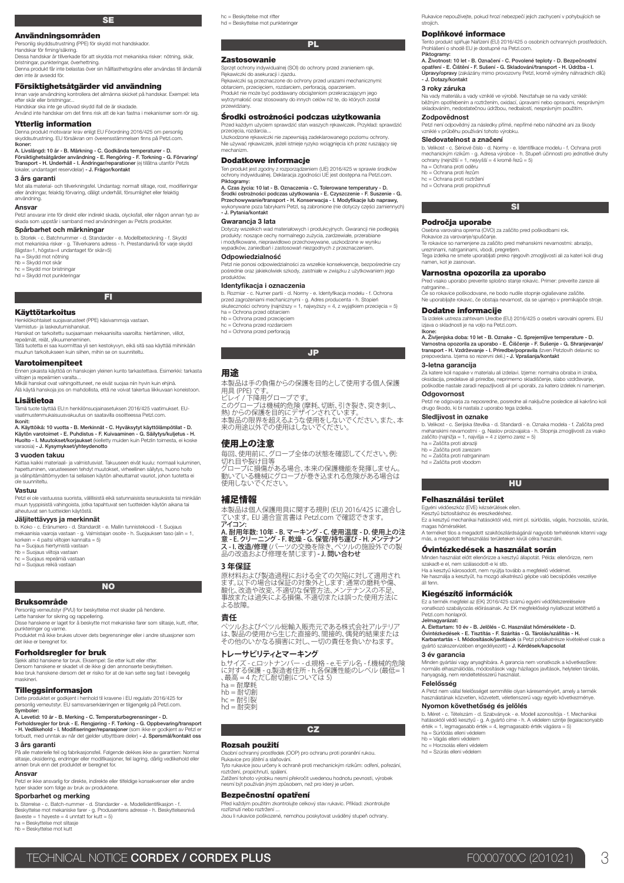## SE

### Användningsområden

Personlig skyddsutrustning (PPE) för skydd mot handskador.
Handskar för firning/säkring.
Dessa handskar är tillverkade för att skydda mot mekaniska risker: nötning, skär, bristningar, punkteringar, överhettning.
Denna produkt får inte belastas över sin hållfasthetsgräns eller användas till ändamål den inte är avsedd för.

### Försiktighetsåtgärder vid användning

Innan varje användning kontrollera det allmänna skicket på handskar. Exempel: leta efter skär eller bristningar...
Handskar ska inte ge utlovad skydd ifall de är skadade.
Använd inte handskar om det finns risk att de kan fastna i mekanismer som rör sig.

### Ytterlig information

Denna produkt motsvarar krav enligt EU Förordning 2016/425 om personlig skyddsutrustning. EU försäkran om överensstämmelsen finns på Petzl.com.
**Ikoner:**
**A. Livslängd: 10 år - B. Märkning - C. Godkända temperaturer - D. Försiktighetsåtgärder användning - E. Rengöring - F. Torkning - G. Förvaring/ Transport - H. Underhåll - I. Ändringar/reparationer** (ej tillåtna utanför Petzls lokaler, undantaget reservdelar) **- J. Frågor/kontakt**

#### 3 års garanti

Mot alla material- och tillverkningsfel. Undantag: normalt slitage, rost, modifieringar eller ändringar, felaktig förvaring, dåligt underhåll, försumlighet eller felaktig användning.

#### Ansvar

Petzl ansvarar inte för direkt eller indirekt skada, olycksfall, eller någon annan typ av skada som uppstår i samband med användningen av Petzls produkter.

#### Spårbarhet och märkningar

b. Storlek - c. Batchnummer - d. Standarder - e. Modellbeteckning - f. Skydd mot mekaniska risker - g. Tillverkarens adress - h. Prestandanivå för varje skydd (lägsta=1, högsta=4 undantaget för skär=5)
ha = Skydd mot nötning
hb = Skydd mot skär
hc = Skydd mot bristningar
hd = Skydd mot punkteringar

## FI

### Käyttötarkoitus

Henkilökohtaiset suojavarusteet (PPE) käsivammoja vastaan.
Varmistus- ja laskeutumishanskat.
Hanskat on tarkoitettu suojaamaan mekaanisilta vaaroilta: hiertäminen, viillot, repeämät, reiät, ylikuumeneminen.
Tätä tuotetta ei saa kuormittaa yli sen kestokyvyn, eikä sitä saa käyttää mihinkään muuhun tarkoitukseen kuin siihen, mihin se on suunniteltu.

### Varotoimenpiteet

Ennen jokaista käyttöä on hanskojen yleinen kunto tarkastettava. Esimerkki: tarkasta viiltojen ja repeämien varalta...
Mikäli hanskat ovat vahingoittuneet, ne eivät suojaa niin hyvin kuin ehjinä.
Älä käytä hanskoja jos on mahdollista, että ne voivat takertua liikkuvaan koneistoon.

### Lisätietoa

Tämä tuote täyttää EU:n henkilönsuojainasetuksen 2016/425 vaatimukset. EU-vaatimustenmukaisuusvakuutus on saatavilla osoitteessa Petzl.com.
**Ikonit:**
**A. Käyttöikä: 10 vuotta - B. Merkinnät - C. Hyväksytyt käyttölämpötilat - D. Käytön varotoimet - E. Puhdistus - F. Kuivaaminen - G. Säilytys/kuljetus - H. Huolto - I. Muutokset/korjaukset** (kielletty muiden kuin Petzlin toimesta, ei koske varaosia) **- J. Kysymykset/yhteydenotto**

#### 3 vuoden takuu

Kattaa kaikki materiaali- ja valmistusviat. Takuuseen eivät kuulu: normaali kuluminen, hapettuminen, varusteeseen tehdyt muutokset, virheellinen säilytys, huono hoito ja välinpitämättömyyden tai sellaisen käytön aiheuttamat vauriot, johon tuotetta ei ole suunniteltu.

#### Vastuu

Petzl ei ole vastuussa suorista, välillisistä eikä satunnaisista seurauksista tai minkään muun tyyppisistä vahingoista, jotka tapahtuvat sen tuotteiden käytön aikana tai aiheutuvat sen tuotteiden käytöstä.

#### Jäljitettävyys ja merkinnät

b. Koko - c. Eränumero - d. Standardit - e. Mallin tunnistekoodi - f. Suojaus mekaanisia vaaroja vastaan - g. Valmistajan osoite - h. Suojauksen taso (alin = 1, korkein = 4 paitsi viiltojen kannalta = 5)
ha = Suojaus hiertymistä vastaan
hb = Suojaus viiltoja vastaan
hc = Suojaus repeämiä vastaan
hd = Suojaus reikiä vastaan

## NO

### Bruksområde

Personlig verneutstyr (PVU) for beskyttelse mot skader på hendene.
Lette hansker for sikring og rappellering.
Disse hanskene er laget for å beskytte mot mekaniske farer som slitasje, kutt, rifter, punkteringer og varme.
Produktet må ikke brukes utover dets begrensninger eller i andre situasjoner som det ikke er beregnet for.

### Forholdsregler for bruk

Sjekk alltid hanskene for bruk. Eksempel: Se etter kutt eller rifter.
Dersom hanskene er skadet vil de ikke gi den annonserte beskyttelsen.
Ikke bruk hanskene dersom det er risiko for at de kan sette seg fast i bevegelig maskineri.

### Tilleggsinformasjon

Dette produktet er godkjent i henhold til kravene i EU regulativ 2016/425 for personlig verneutstyr. EU samsvarserklæringen er tilgjengelig på Petzl.com.
**Symboler:**
**A. Levetid: 10 år - B. Merking - C. Temperaturbegrensninger - D. Forholdsregler for bruk - E. Rengjøring - F. Tørking - G. Oppbevaring/transport - H. Vedlikehold - I. Modifiseringer/reparasjoner** (som ikke er godkjent av Petzl er forbudt, med unntak av når det gjelder utbyttbare deler) **- J. Spørsmål/kontakt oss**

#### 3 års garanti

På alle materielle feil og fabrikasjonsfeil. Følgende dekkes ikke av garantien: Normal slitasje, oksidering, endringer eller modifikasjoner, feil lagring, dårlig vedlikehold eller annen bruk enn det produktet er beregnet for.

#### Ansvar

Petzl er ikke ansvarlig for direkte, indirekte eller tilfeldige konsekvenser eller andre typer skader som følge av bruk av produktene.

#### Sporbarhet og merking

b. Størrelse - c. Batch-nummer - d. Standarder - e. Modellidentifikasjon - f. Beskyttelse mot mekaniske farer - g. Produsentens adresse - h. Beskyttelsesnivå (laveste = 1 høyeste = 4 unntatt for kutt = 5)
ha = Beskyttelse mot slitasje
hb = Beskyttelse mot kutt
hc = Beskyttelse mot rifter
hd = Beskyttelse mot punkteringer

## PL

### Zastosowanie

Sprzęt ochrony indywidualnej (SOI) do ochrony przed zranieniem rąk.
Rękawiczki do asekuracji i zjazdu.
Rękawiczki są przeznaczone do ochrony przed urazami mechanicznymi: obtarciem, przecięciem, rozdarciem, perforacją, oparzeniem.
Produkt nie może być poddawany obciążeniom przekraczającym jego wytrzymałość oraz stosowany do innych celów niż te, do których został przewidziany.

### Środki ostrożności podczas użytkowania

Przed każdym użyciem sprawdzić stan waszych rękawiczek. Przykład: sprawdzić przecięcia, rozdarcia...
Uszkodzone rękawiczki nie zapewniają zadeklarowanego poziomu ochrony.
Nie używać rękawiczek, jeżeli istnieje ryzyko wciągnięcia ich przez ruszający się mechanizm.

### Dodatkowe informacje

Ten produkt jest zgodny z rozporządzeniem (UE) 2016/425 w sprawie środków ochrony indywidualnej. Deklaracja zgodności UE jest dostępna na Petzl.com.
**Piktogramy:**
**A. Czas życia: 10 lat - B. Oznaczenia - C. Tolerowane temperatury - D. Środki ostrożności podczas użytkowania - E. Czyszczenie - F. Suszenie - G. Przechowywanie/transport - H. Konserwacja - I. Modyfikacje lub naprawy,** wykonywane poza fabrykami Petzl, są zabronione (nie dotyczy części zamiennych) **- J. Pytania/kontakt**

#### Gwarancja 3 lata

Dotyczy wszelkich wad materiałowych i produkcyjnych. Gwarancji nie podlegają produkty: noszące cechy normalnego zużycia, zardzewiałe, przerabiane i modyfikowane, nieprawidłowo przechowywane, uszkodzone w wyniku wypadków, zaniedbań i zastosowań niezgodnych z przeznaczeniem.

#### Odpowiedzialność

Petzl nie ponosi odpowiedzialności za wszelkie konsekwencje, bezpośrednie czy pośrednie oraz jakiekolwiek szkody, zaistniałe w związku z użytkowaniem jego produktów.

#### Identyfikacja i oznaczenia

b. Rozmiar - c. Numer partii - d. Normy - e. Identyfikacja modelu - f. Ochrona przed zagrożeniami mechanicznymi - g. Adres producenta - h. Stopień skuteczności ochrony (najniższy = 1, najwyższy = 4, z wyjątkiem przecięcia = 5)
ha = Ochrona przed obtarciem
hb = Ochrona przed przecięciem
hc = Ochrona przed rozdarciem
hd = Ochrona przed perforacją

## JP

### 用途

本製品は手の負傷からの保護を目的として使用する個人保護用具 (PPE) です。
ビレイ / 下降用グローブです。
このグローブは機械的危険 (摩耗、切断、引き裂き、突き刺し、熱) からの保護を目的にデザインされています。
本製品の限界を超えるような使用をしないでください。また、本来の用途以外での使用はしないでください。

### 使用上の注意

毎回、使用前に、グローブ全体の状態を確認してください。例: 切れ目や裂け目等
グローブに損傷がある場合、本来の保護機能を発揮しません。
動いている機械にグローブが巻き込まれる危険がある場合は使用しないでください。

### 補足情報

本製品は個人保護用具に関する規則 (EU) 2016/425 に適合しています。EU 適合宣言書は Petzl.com で確認できます。
**アイコン:**
**A. 耐用年数: 10年 - B. マーキング - C. 使用温度 - D. 使用上の注意 - E. クリーニング - F. 乾燥 - G. 保管/持ち運び - H. メンテナンス - I. 改造/修理** (パーツの交換を除き、ペツルの施設外での製品の改造および修理を禁じます) **- J. 問い合わせ**

#### 3 年保証

原材料および製造過程における全ての欠陥に対して適用されます。以下の場合は保証の対象外とします: 通常の磨耗や傷、酸化、改造や改変、不適切な保管方法、メンテナンスの不足、事故または過失による損傷、不適切または誤った使用方法による故障。

#### 責任

ペツルおよびペツル総輸入販売元である株式会社アルテリアは、製品の使用から生じた直接的、間接的、偶発的結果またはその他のいかなる損害に対し、一切の責任を負いかねます。

#### トレーサビリティとマーキング

b.サイズ - c.ロットナンバー - d.規格 - e.モデル名 - f.機械的危険に対する保護 - g.製造者住所 - h.各保護性能のレベル (最低= 1、最高 = 4 ただし耐切創については 5)
ha = 耐摩耗
hb = 耐切創
hc = 耐引裂
hd = 耐突刺

## CZ

### Rozsah použití

Osobní ochranný prostředek (OOP) pro ochranu proti poranění rukou.
Rukavice pro jištění a slaňování.
Tyto rukavice jsou určeny k ochraně proti mechanickým rizikům: odření, pořezání, roztržení, propíchnutí, spálení.
Zatížení tohoto výrobku nesmí překročit uvedenou hodnotu pevnosti, výrobek nesmí být používán jiným způsobem, než pro který je určen.

### Bezpečnostní opatření

Před každým použitím zkontrolujte celkový stav rukavic. Příklad: zkontrolujte rozříznutí nebo roztržení ...
Jsou li rukavice poškozené, nemohou poskytovat uváděný stupeň ochrany.
Rukavice nepoužívejte, pokud hrozí nebezpečí jejich zachycení v pohybujících se strojích.

### Doplňkové informace

Tento produkt splňuje Nařízení (EU) 2016/425 o osobních ochranných prostředcích. Prohlášení o shodě EU je dostupné na Petzl.com.
**Piktogramy:**
**A. Životnost: 10 let - B. Označení - C. Povolené teploty - D. Bezpečnostní opatření - E. Čištění - F. Sušení - G. Skladování/transport - H. Údržba - I. Úpravy/opravy** (zakázány mimo provozovny Petzl, kromě výměny náhradních dílů) **- J. Dotazy/kontakt**

#### 3 roky záruka

Na vady materiálu a vady vzniklé ve výrobě. Nevztahuje se na vady vzniklé: běžným opotřebením a roztržením, oxidací, úpravami nebo opravami, nesprávným skladováním, nedostatečnou údržbou, nedbalostí, nesprávným použitím.

#### Zodpovědnost

Petzl není odpovědný za následky přímé, nepřímé nebo náhodné ani za škody vzniklé v průběhu používání tohoto výrobku.

#### Sledovatelnost a značení

b. Velikost - c. Sériové číslo - d. Normy - e. Identifikace modelu - f. Ochrana proti mechanickým rizikům - g. Adresa výrobce - h. Stupeň účinnosti pro jednotlivé druhy ochrany (nejnižší = 1, nejvyšší = 4 kromě řezů = 5)
ha = Ochrana proti odřeu
hb = Ochrana proti řezům
hc = Ochrana proti roztržení
hd = Ochrana proti propíchnutí

## SI

### Področja uporabe

Osebna varovalna oprema (OVO) za zaščito pred poškodbami rok.
Rokavice za varovanje/spuščanje.
Te rokavice so namenjene za zaščito pred mehanskimi nevarnostmi: abrazijo, urezninami, natrganinami, vbodi, pregretjem.
Tega izdelka ne smete uporabljati preko njegovih zmogljivosti ali za kateri koli drug namen, kot je zasnovan.

### Varnostna opozorila za uporabo

Pred vsako uporabo preverite splošno stanje rokavic. Primer: preverite zareze ali natrganine...
Če so rokavice poškodovane, ne bodo nudile stopnje oglaševane zaščite.
Ne uporabljajte rokavic, če obstaja nevarnost, da se ujamejo v premikajoče stroje.

### Dodatne informacije

Ta izdelek ustreza zahtevam Uredbe (EU) 2016/425 o osebni varovalni opremi. EU izjava o skladnosti je na voljo na Petzl.com.
**Ikone:**
**A. Življenjska doba: 10 let - B. Oznake - C. Sprejemljive temperature - D. Varnostna opozorila za uporabo - E. Čiščenje - F. Sušenje - G. Shranjevanje/ transport - H. Vzdrževanje - I. Priredbe/popravila** (izven Petzlovih delavnic so prepovedana. Izjema so rezervni deli.) **- J. Vprašanja/kontakt**

#### 3-letna garancija

Za katere koli napake v materialu ali izdelavi. Izjeme: normalna obraba in izraba, oksidacija, predelave ali priredbe, neprimerno skladiščenje, slabo vzdrževanje, poškodbe nastale zaradi nepazljivosti ali pri uporabi, za katero izdelek ni namenjen.

#### Odgovornost

Petzl ne odgovarja za neposredne, posredne ali naključne posledice ali kakršno koli drugo škodo, ki bi nastala z uporabo tega izdelka.

#### Sledljivost in oznake

b. Velikost - c. Serijska številka - d. Standardi - e. Oznaka modela - f. Zaščita pred mehanskimi nevarnostmi - g. Naslov proizvajalca - h. Stopnja zmogljivosti za vsako zaščito (najnižja = 1, najvišja = 4 z izjemo zarez = 5)
ha = Zaščita proti abraziji
hb = Zaščita proti zarezam
hc = Zaščita proti natrganinam
hd = Zaščita proti vbodom

## HU

### Felhasználási terület

Egyéni védőeszköz (EVE) kézsérülések ellen.
Kesztyű biztosításhoz és ereszkedéshez.
Ez a kesztyű mechanikai hatásoktól véd, mint pl. súrlódás, vágás, horzsolás, szúrás, magas hőmérséklet.
A terméket tilos a megadott szakítószilárdságánál nagyobb terhelésnek kitenni vagy más, a megadott felhasználási területeken kívüli célra használni.

### Óvintézkedések a használat során

Minden használat előtt ellenőrizze a kesztyű állapotát. Példa: ellenőrizze, nem szakadt-e el, nem szálasodott-e ki stb.
Ha a kesztyű károsodott, nem nyújtja tovább a megfelelő védelmet.
Ne használja a kesztyűt, ha mozgó alkatrészű gépbe való becsípődés veszélye áll fenn.

### Kiegészítő információk

Ez a termék megfelel az (EK) 2016/425 számú egyéni védőfelszerelésekre vonatkozó szabályozás előírásainak. Az EK megfelelőségi nyilatkozat letölthető a Petzl.com honlapról.
**Jelmagyarázat:**
**A. Élettartam: 10 év - B. Jelölés - C. Használat hőmérséklete - D. Óvintézkedések - E. Tisztítás - F. Szárítás - G. Tárolás/szállítás - H. Karbantartás - I. Módosítások/javítások** (a Petzl pótalkatrésze kivételével csak a gyártó szakszervizében engedélyezett) **- J. Kérdések/kapcsolat**

#### 3 év garancia

Minden gyártási vagy anyaghibára. A garancia nem vonatkozik a következőkre: normális elhasználódás, módosítások vagy házilagos javítások, helytelen tárolás, hanyagság, nem rendeltetésszerű használat.

#### Felelősség

A Petzl nem vállal felelősséget semmiféle olyan káreseményért, amely a termék használatának közvetlen, közvetett, véletlenszerű vagy egyéb következménye.

#### Nyomon követhetőség és jelölés

b. Méret - c. Tételszám - d. Szabványok - e. Modell azonosítója - f. Mechanikai hatásoktól védő kesztyű - g. A gyártó címe - h. A védelem szintje (legalacsonyabb érték = 1, legmagasabb érték = 4, legmagasabb érték vágásra = 5)
ha = Súrlódás elleni védelem
hb = Vágás elleni védelem
hc = Horzsolás elleni védelem
hd = Szúrás elleni védelem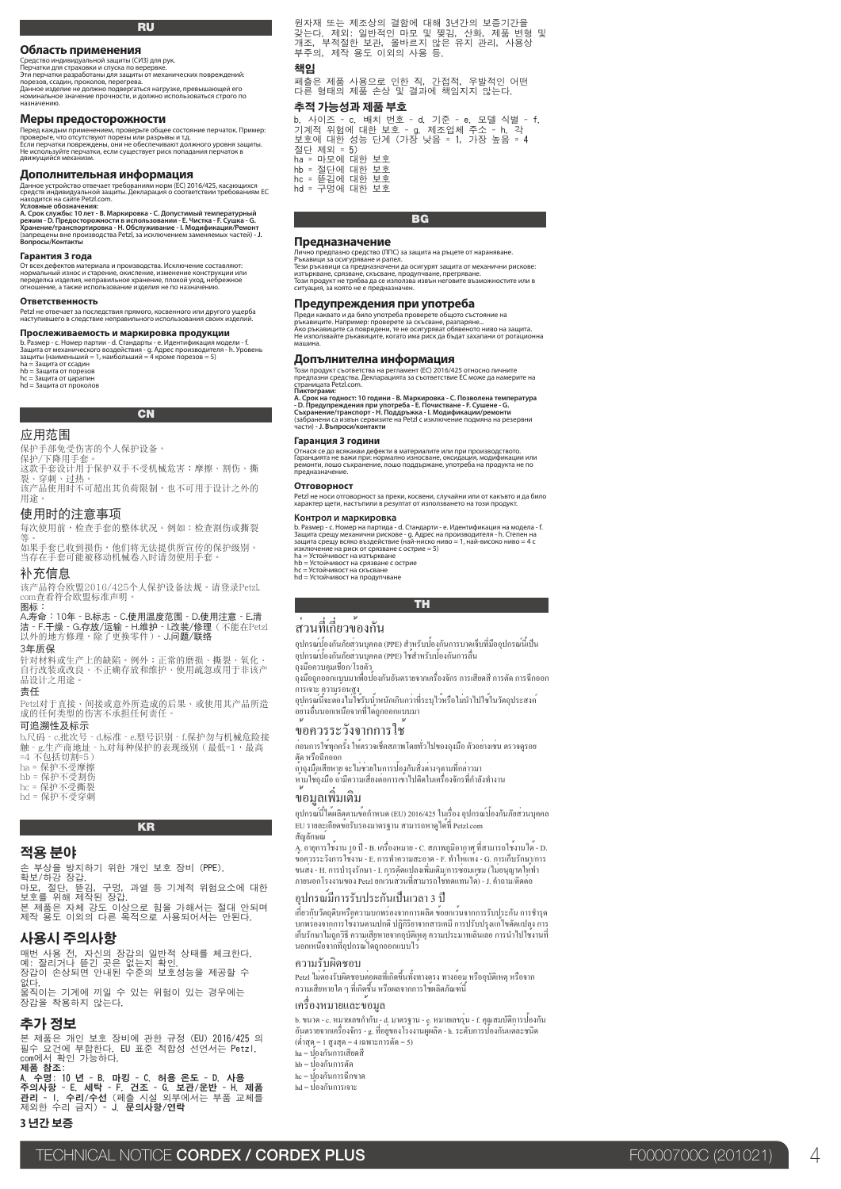## RU

### Область применения

Средство индивидуальной защиты (СИЗ) для рук.
Перчатки для страховки и спуска по веревке.
Эти перчатки разработаны для защиты от механических повреждений: порезов, ссадин, проколов, перегрева.
Данное изделие не должно подвергаться нагрузке, превышающей его номинальное значение прочности, и должно использоваться строго по назначению.

### Меры предосторожности

Перед каждым применением, проверьте общее состояние перчаток. Пример: проверьте, что отсутствуют порезы или разрывы и т.д.
Если перчатки повреждены, они не обеспечивают должного уровня защиты.
Не используйте перчатки, если существует риск попадания перчаток в движущийся механизм.

### Дополнительная информация

Данное устройство отвечает требованиям норм (ЕС) 2016/425, касающихся средств индивидуальной защиты. Декларация о соответствии требованиям ЕС находится на сайте Petzl.com.
**Условные обозначения:**
**A. Срок службы: 10 лет - B. Маркировка - C. Допустимый температурный режим - D. Предосторожности в использовании - E. Чистка - F. Сушка - G. Хранение/транспортировка - H. Обслуживание - I. Модификация/Ремонт** (запрещены вне производства Petzl, за исключением заменяемых частей) **- J. Вопросы/Контакты**

#### Гарантия 3 года

От всех дефектов материала и производства. Исключение составляют: нормальный износ и старение, окисление, изменение конструкции или переделка изделия, неправильное хранение, плохой уход, небрежное отношение, а также использование изделия не по назначению.

#### Ответственность

Petzl не отвечает за последствия прямого, косвенного или другого ущерба наступившего в следствие неправильного использования своих изделий.

#### Прослеживаемость и маркировка продукции

b. Размер - c. Номер партии - d. Стандарты - e. Идентификация модели - f. Защита от механического воздействия - g. Адрес производителя - h. Уровень защиты (наименьший = 1, наибольший = 4 кроме порезов = 5)
ha = Защита от ссадин
hb = Защита от порезов
hc = Защита от царапин
hd = Защита от проколов

## CN

### 应用范围

保护手部免受伤害的个人保护设备。
保护/下降用手套。
这款手套设计用于保护双手不受机械危害：摩擦、割伤、撕裂、穿刺、过热。
该产品使用时不可超出其负荷限制，也不可用于设计之外的用途。

### 使用时的注意事项

每次使用前，检查手套的整体状况。例如：检查割伤或撕裂等。
如果手套已收到损伤，他们将无法提供所宣传的保护级别。
当存在手套可能被移动机械卷入时请勿使用手套。

### 补充信息

该产品符合欧盟2016/425个人保护设备法规。请登录Petzl.com查看符合欧盟标准声明。
图标：
A.寿命：10年 - B.标志 - C.使用温度范围 - D.使用注意 - E.清洁 - F.干燥 - G.存放/运输 - H.维护 - I.改装/修理（不能在Petzl以外的地方修理，除了更换零件）- J.问题/联络

#### 3年质保

针对材料或生产上的缺陷。例外：正常的磨损，撕裂，氧化，自行改装或改良，不正确存放和维护，使用疏忽或用于非该产品设计之用途。

#### 责任

Petzl对于直接、间接或意外所造成的后果，或使用其产品所造成的任何类型的伤害不承担任何责任。

#### 可追溯性及标示

b.尺码 - c.批次号 - d.标准 - e.型号识别 - f.保护勿与机械危险接触 - g.生产商地址 - h.对每种保护的表现级别（最低=1，最高=4 不包括切割=5）
ha = 保护不受摩擦
hb = 保护不受割伤
hc = 保护不受撕裂
hd = 保护不受穿刺

## KR

### 적용 분야

손 부상을 방지하기 위한 개인 보호 장비 (PPE).
확보/하강 장갑.
마모, 절단, 뜯김, 구멍, 과열 등 기계적 위험요소에 대한 보호를 위해 제작된 장갑.
본 제품은 자체 강도 이상으로 힘을 가해서는 절대 안되며 제작 용도 이외의 다른 목적으로 사용되어서는 안된다.

### 사용시 주의사항

매번 사용 전, 자신의 장갑의 일반적 상태를 체크한다. 예: 잘리거나 뜯긴 곳은 없는지 확인.
장갑이 손상되면 안내된 수준의 보호성능을 제공할 수 없다.
움직이는 기계에 끼일 수 있는 위험이 있는 경우에는 장갑을 착용하지 않는다.

### 추가 정보

본 제품은 개인 보호 장비에 관한 규정 (EU) 2016/425 의 필수 요건에 부합한다. EU 표준 적합성 선언서는 Petzl.com에서 확인 가능하다.
**제품 참조:**
**A. 수명: 10 년 - B. 마킹 - C. 허용 온도 - D. 사용 주의사항 - E. 세탁 - F. 건조 - G. 보관/운반 - H. 제품 관리 - I. 수리/수선** (페졸 시설 외부에서는 부품 교체를 제외한 수리 금지) **- J. 문의사항/연락**

#### 3 년간 보증

원자재 또는 제조상의 결함에 대해 3년간의 보증기간을 갖는다. 제외: 일반적인 마모 및 찢김, 산화, 제품 변형 및 개조, 부적절한 보관, 올바르지 않은 유지 관리, 사용상 부주의, 제작 용도 이외의 사용 등.

#### 책임

페졸은 제품 사용으로 인한 직, 간접적, 우발적인 어떤 다른 형태의 제품 손상 및 결과에 책임지지 않는다.

#### 추적 가능성과 제품 부호

b. 사이즈 - c. 배치 번호 - d. 기준 - e. 모델 식별 - f. 기계적 위험에 대한 보호 - g. 제조업체 주소 - h. 각 보호에 대한 성능 단계 (가장 낮음 = 1, 가장 높음 = 4 절단 제외 = 5)
ha = 마모에 대한 보호
hb = 절단에 대한 보호
hc = 뜯김에 대한 보호
hd = 구멍에 대한 보호

## BG

### Предназначение

Лично предпазно средство (ЛПС) за защита на ръцете от нараняване.
Ръкавици за осигуряване и рапел.
Тези ръкавици са предназначени да осигурят защита от механични рискове: изтъркване, срязване, скъсване, продупчване, прегряване.
Този продукт не трябва да се използва извън неговите възможностите или в ситуация, за която не е предназначен.

### Предупреждения при употреба

Преди каквато и да било употреба проверете общото състояние на ръкавиците. Например: проверете за скъсване, разпаряне...
Ако ръкавиците са повредени, те не осигуряват обявеното ниво на защита.
Не използвайте ръкавиците, когато има риск да бъдат захванати от ротационна машина.

### Допълнителна информация

Този продукт съответства на регламент (ЕС) 2016/425 относно личните предпазни средства. Декларацията за съответствие ЕС може да намерите на страницата Petzl.com.
**Пиктограми:**
**A. Срок на годност: 10 години - B. Маркировка - C. Позволена температура - D. Предупреждения при употреба - E. Почистване - F. Сушене - G. Съхранение/транспорт - H. Поддръжка - I. Модификации/ремонти** (забранени са извън сервизите на Petzl с изключение подмяна на резервни части) **- J. Въпроси/контакти**

#### Гаранция 3 години

Отнася се до всякакви дефекти в материалите или при производството. Гаранцията не важи при: нормално износване, оксидация, модификации или ремонти, лошо съхранение, лошо поддържане, употреба на продукта не по предназначение.

#### Отговорност

Petzl не носи отговорност за преки, косвени, случайни или от какъвто и да било характер щети, настъпили в резултат от използването на този продукт.

#### Контрол и маркировка

b. Размер - c. Номер на партида - d. Стандарти - e. Идентификация на модела - f. Защита срещу механични рискове - g. Адрес на производителя - h. Степен на защита срещу всяко въздействие (най-ниско ниво = 1, най-високо ниво = 4 с изключение на риск от срязване с острие = 5)
ha = Устойчивост на изтъркване
hb = Устойчивост на срязване с острие
hc = Устойчивост на скъсване
hd = Устойчивост на продупчване

## TH

### ส่วนที่เกี่ยวข้องกัน

อุปกรณ์ป้องกันภัยส่วนบุคคล (PPE) สำหรับป้องกันการบาดเจ็บที่มือ อุปกรณ์นี้เป็นอุปกรณ์ป้องกันภัยส่วนบุคคล (PPE) ใช้สำหรับป้องกันการลื่น
ถุงมือควบคุมเชือก/โรยตัว
ถุงมือถูกออกแบบมาเพื่อป้องกันอันตรายจากเครื่องจักร การเสียดสี การตัด การฉีกออก การเจาะ ความร้อนสูง
อุปกรณ์นี้จะต้องไม่ใช้รับน้ำหนักเกินกว่าที่ระบุไว้หรือไม่นำไปใช้ในวัตถุประสงค์อย่างอื่นนอกเหนือจากที่ได้ถูกออกแบบมา

### ข้อควรระวังจากการใช้

ก่อนการใช้ทุกครั้ง ให้ตรวจเช็คสภาพโดยทั่วไปของถุงมือ ตัวอย่างเช่น ตรวจดูรอยตัด หรือฉีกออก
ถ้าถุงมือเสียหาย จะไม่ช่วยในการป้องกันสิ่งต่างๆตามที่กล่าวมา
ห้ามใช้ถุงมือ ถ้ามีความเสี่ยงต่อการเข้าไปติดในเครื่องจักรที่กำลังทำงาน

### ข้อมูลเพิ่มเติม

อุปกรณ์นี้ได้ผลิตตามข้อกำหนด (EU) 2016/425 ในเรื่อง อุปกรณ์ป้องกันภัยส่วนบุคคล EU รายละเอียดข้อรับรองมาตรฐาน สามารถหาดูได้ที่ Petzl.com
สัญลักษณ์
A. อายุการใช้งาน 10 ปี - B. เครื่องหมาย - C. สภาพภูมิอากาศที่สามารถใช้งานได้ - D. ข้อควรระวังการใช้งาน - E. การทำความสะอาด - F. ทำให้แห้ง - G. การเก็บรักษา/การขนส่ง - H. การบำรุงรักษา - I. การดัดแปลงเพิ่มเติม/การซ่อมแซม (ไม่อนุญาตให้ทำภายนอกโรงงานของ Petzl ยกเว้นส่วนที่สามารถใช้ทดแทนได้) - J. คำถาม/ติดต่อ

#### อุปกรณ์มีการรับประกันเป็นเวลา 3 ปี

เกี่ยวกับวัสดุดิบหรือความบกพร่องจากการผลิต ข้อยกเว้นจากการรับประกัน การชำรุดบกพร่องจากการใช้งานตามปกติ ปฏิกิริยาจากสารเคมี การปรับปรุงแก้ไขดัดแปลง การเก็บรักษาไม่ถูกวิธี ความเสียหายจากอุบัติเหตุ ความประมาทเลินเล่อ การนำไปใช้งานที่นอกเหนือจากที่อุปกรณ์ได้ถูกออกแบบไว้

#### ความรับผิดชอบ

Petzl ไม่ต้องรับผิดชอบต่อผลที่เกิดขึ้นทั้งทางตรง ทางอ้อม หรืออุบัติเหตุ หรือจากความเสียหายใดๆ ที่เกิดขึ้น หรือผลจากการใช้ผลิตภัณฑ์นี้

#### เครื่องหมายและข้อมูล

b. ขนาด - c. หมายเลขกำกับ - d. มาตรฐาน - e. หมายเลขรุ่น - f. คุณสมบัติการป้องกันอันตรายจากเครื่องจักร - g. ที่อยู่ของโรงงานผู้ผลิต - h. ระดับการป้องกันแต่ละชนิด (ต่ำสุด = 1 สูงสุด = 4 เฉพาะการตัด = 5)
ha = ป้องกันการเสียดสี
hb = ป้องกันการตัด
hc = ป้องกันการฉีกขาด
hd = ป้องกันการเจาะ